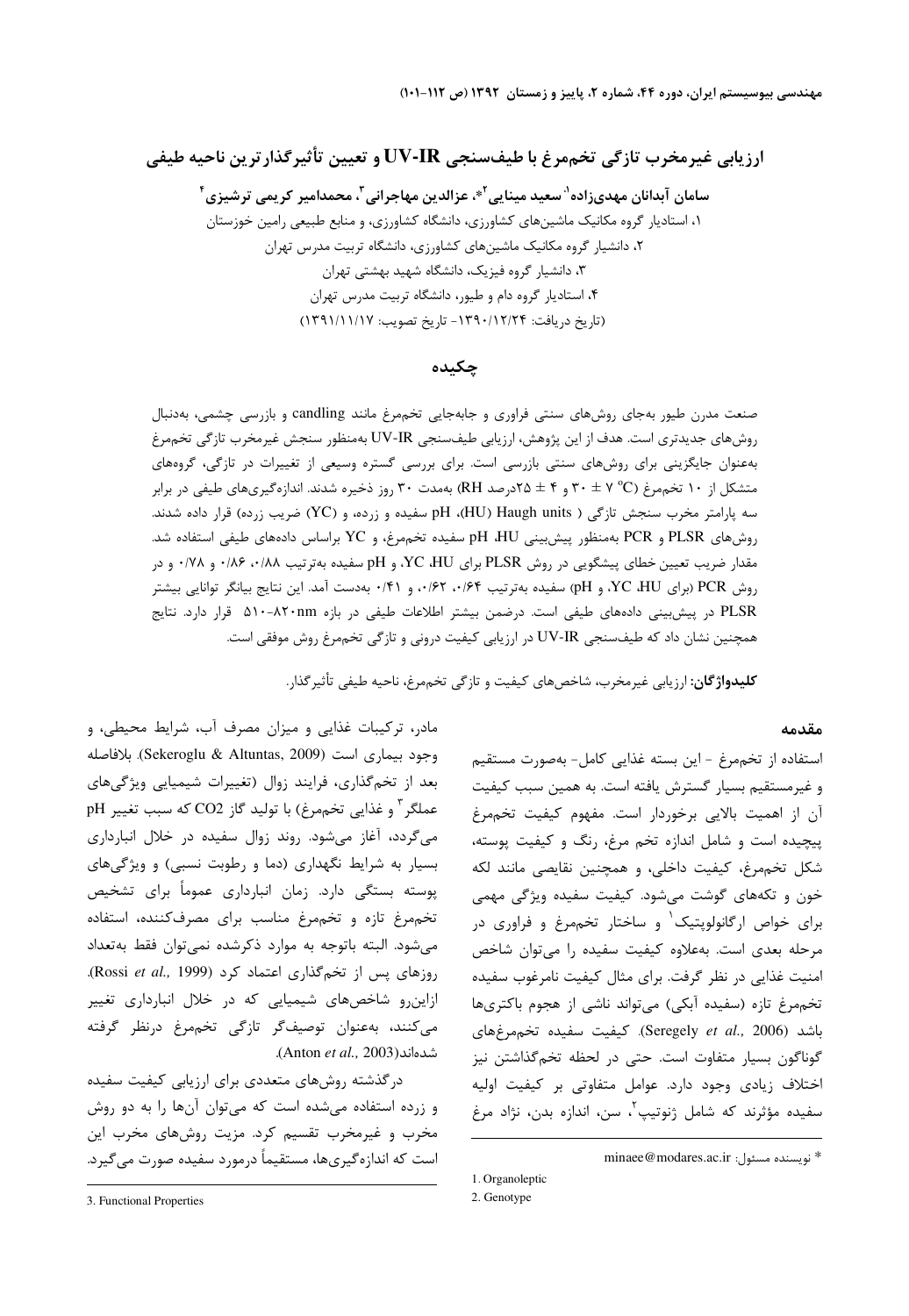# ارزیابی غیرمخرب تازگی تخم‌مرغ با طیف‌سنجی UV-IR و تعیین تأثیرگذارترین ناحیه طیفی

**سامان آبدانان مهدی‌زاده[1]، سعید مینایی[2]*، عزالدین مهاجرانی[3]، محمدامیر کریمی ترشیزی[4]**

۱، استادیار گروه مکانیک ماشین‌های کشاورزی، دانشگاه کشاورزی، و منابع طبیعی رامین خوزستان
۲، دانشیار گروه مکانیک ماشین‌های کشاورزی، دانشگاه تربیت مدرس تهران
۳، دانشیار گروه فیزیک، دانشگاه شهید بهشتی تهران
۴، استادیار گروه دام و طیور، دانشگاه تربیت مدرس تهران
(تاریخ دریافت: ۱۳۹۰/۱۲/۲۴- تاریخ تصویب: ۱۳۹۱/۱۱/۱۷)

## چکیده

صنعت مدرن طیور به‌جای روش‌های سنتی فراوری و جابه‌جایی تخم‌مرغ مانند candling و بازرسی چشمی، به‌دنبال روش‌های جدیدتری است. هدف از این پژوهش، ارزیابی طیف‌سنجی UV-IR به‌منظور سنجش غیرمخرب تازگی تخم‌مرغ به‌عنوان جایگزینی برای روش‌های سنتی بازرسی است. برای بررسی گستره وسیعی از تغییرات در تازگی، گروه‌های متشکل از ۱۰ تخم‌مرغ ($30 \pm 7\ ^{o}C$ و $25 \pm 4$درصد RH) به‌مدت ۳۰ روز ذخیره شدند. اندازه‌گیری‌های طیفی در برابر سه پارامتر مخرب سنجش تازگی (Haugh units (HU))، pH سفیده و زرده، و (YC) ضریب زرده) قرار داده شدند. روش‌های PLSR و PCR به‌منظور پیش‌بینی HU، pH سفیده تخم‌مرغ، و YC براساس داده‌های طیفی استفاده شد. مقدار ضریب تعیین خطای پیشگویی در روش PLSR برای HU، YC، و pH سفیده به‌ترتیب ۰/۸۸، ۰/۸۶ و ۰/۷۸ و در روش PCR (برای HU، YC، و pH) سفیده به‌ترتیب ۰/۶۴، ۰/۶۲، و ۰/۴۱ به‌دست آمد. این نتایج بیانگر توانایی بیشتر PLSR در پیش‌بینی داده‌های طیفی است. درضمن بیشتر اطلاعات طیفی در بازه ۸۲۰nm-۵۱۰ قرار دارد. نتایج همچنین نشان داد که طیف‌سنجی UV-IR در ارزیابی کیفیت درونی و تازگی تخم‌مرغ روش موفقی است.

**کلیدواژگان:** ارزیابی غیرمخرب، شاخص‌های کیفیت و تازگی تخم‌مرغ، ناحیه طیفی تأثیرگذار.

## مقدمه

استفاده از تخم‌مرغ - این بسته غذایی کامل- به‌صورت مستقیم و غیرمستقیم بسیار گسترش یافته است. به همین سبب کیفیت آن از اهمیت بالایی برخوردار است. مفهوم کیفیت تخم‌مرغ پیچیده است و شامل اندازه تخم مرغ، رنگ و کیفیت پوسته، شکل تخم‌مرغ، کیفیت داخلی، و همچنین نقایصی مانند لکه خون و تکه‌های گوشت می‌شود. کیفیت سفیده ویژگی مهمی برای خواص ارگانولوپتیک[1] و ساختار تخم‌مرغ و فراوری در مرحله بعدی است. به‌علاوه کیفیت سفیده را می‌توان شاخص امنیت غذایی در نظر گرفت. برای مثال کیفیت نامرغوب سفیده تخم‌مرغ تازه (سفیده آبکی) می‌تواند ناشی از هجوم باکتری‌ها باشد (Seregely *et al.*, 2006). کیفیت سفیده تخم‌مرغ‌های گوناگون بسیار متفاوت است. حتی در لحظه تخم‌گذاشتن نیز اختلاف زیادی وجود دارد. عوامل متفاوتی بر کیفیت اولیه سفیده مؤثرند که شامل ژنوتیپ[2]، سن، اندازه بدن، نژاد مرغ مادر، ترکیبات غذایی و میزان مصرف آب، شرایط محیطی، و وجود بیماری است (Sekeroglu & Altuntas, 2009). بلافاصله بعد از تخم‌گذاری، فرایند زوال (تغییرات شیمیایی ویژگی‌های عملگر[3] و غذایی تخم‌مرغ) با تولید گاز $CO_2$ که سبب تغییر pH می‌گردد، آغاز می‌شود. روند زوال سفیده در خلال انبارداری بسیار به شرایط نگهداری (دما و رطوبت نسبی) و ویژگی‌های پوسته بستگی دارد. زمان انبارداری عموماً برای تشخیص تخم‌مرغ تازه و تخم‌مرغ مناسب برای مصرف‌کننده، استفاده می‌شود. البته باتوجه به موارد ذکرشده نمی‌توان فقط به‌تعداد روزهای پس از تخم‌گذاری اعتماد کرد (Rossi *et al.*, 1999). ازاین‌رو شاخص‌های شیمیایی که در خلال انبارداری تغییر می‌کنند، به‌عنوان توصیف‌گر تازگی تخم‌مرغ درنظر گرفته شده‌اند(Anton *et al.*, 2003).

درگذشته روش‌های متعددی برای ارزیابی کیفیت سفیده و زرده استفاده می‌شده است که می‌توان آن‌ها را به دو روش مخرب و غیرمخرب تقسیم کرد. مزیت روش‌های مخرب این است که اندازه‌گیری‌ها، مستقیماً درمورد سفیده صورت می‌گیرد.

---

\* نویسنده مسئول: minaee@modares.ac.ir

1. Organoleptic
2. Genotype
3. Functional Properties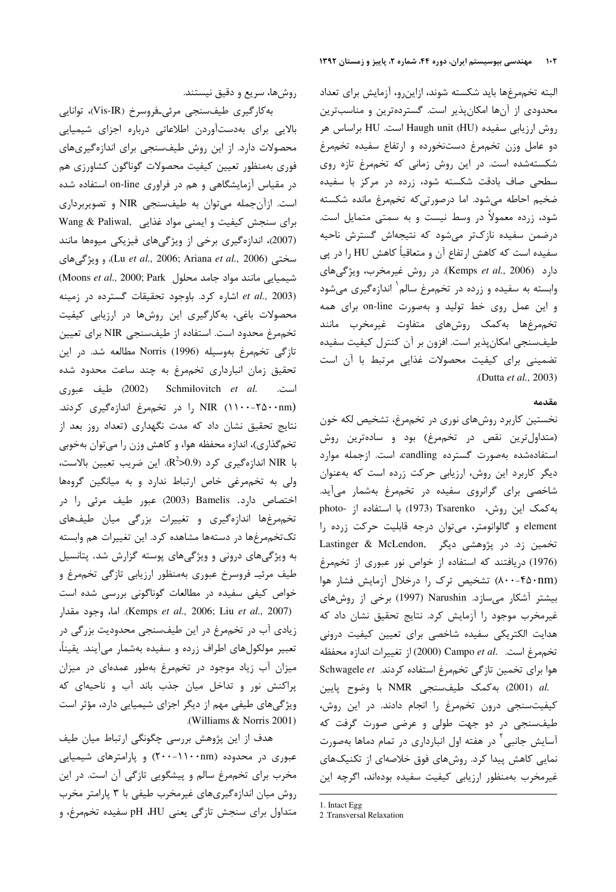البته تخم‌مرغ‌ها باید شکسته شوند، ازاین‌رو، آزمایش برای تعداد محدودی از آن‌ها امکان‌پذیر است. گسترده‌ترین و مناسب‌ترین روش ارزیابی سفیده Haugh unit (HU) است. HU براساس هر دو عامل وزن تخم‌مرغ دست‌نخورده و ارتفاع سفیده تخم‌مرغ شکسته‌شده است. در این روش زمانی که تخم‌مرغ تازه روی سطحی صاف بادقت شکسته شود، زرده در مرکز با سفیده ضخیم احاطه می‌شود. اما درصورتی‌که تخم‌مرغ مانده شکسته شود، زرده معمولاً در وسط نیست و به سمتی متمایل است. درضمن سفیده نازک‌تر می‌شود که نتیجه‌اش گسترش ناحیه سفیده است که کاهش ارتفاع آن و متعاقباً کاهش HU را در پی دارد (Kemps *et al.,* 2006). در روش غیرمخرب، ویژگی‌های وابسته به سفیده و زرده در تخم‌مرغ سالم[1] اندازه‌گیری می‌شود و این عمل روی خط تولید و به‌صورت on-line برای همه تخم‌مرغ‌ها به‌کمک روش‌های متفاوت غیرمخرب مانند طیف‌سنجی امکان‌پذیر است. افزون بر آن کنترل کیفیت سفیده تضمینی برای کیفیت محصولات غذایی مرتبط با آن است (Dutta *et al.,* 2003).

## مقدمه

نخستین کاربرد روش‌های نوری در تخم‌مرغ، تشخیص لکه خون (متداول‌ترین نقص در تخم‌مرغ) بود و ساده‌ترین روش استفاده‌شده به‌صورت گسترده candling، است. ازجمله موارد دیگر کاربرد این روش، ارزیابی حرکت زرده است که به‌عنوان شاخصی برای گرانروی سفیده در تخم‌مرغ به‌شمار می‌آید. به‌کمک این روش، Tsarenko (1973) با استفاده از photo-element و گالوانومتر، می‌توان درجه قابلیت حرکت زرده را تخمین زد. در پژوهشی دیگر Lastinger & McLendon, (1976) دریافتند که استفاده از خواص نور عبوری از تخم‌مرغ (۴۵۰-۸۰۰nm) تشخیص ترک را درخلال آزمایش فشار هوا بیشتر آشکار می‌سازد. Narushin (1997) برخی از روش‌های غیرمخرب موجود را آزمایش کرد. نتایج تحقیق نشان داد که هدایت الکتریکی سفیده شاخصی برای تعیین کیفیت درونی تخم‌مرغ است. Campo *et al.* (2000) از تغییرات اندازه محفظه هوا برای تخمین تازگی تخم‌مرغ استفاده کردند. Schwagele *et al.* (2001) به‌کمک طیف‌سنجی NMR با وضوح پایین کیفیت‌سنجی درون تخم‌مرغ را انجام دادند. در این روش، طیف‌سنجی در دو جهت طولی و عرضی صورت گرفت که آسایش جانبی[2] در هفته اول انبارداری در تمام دماها به‌صورت نمایی کاهش پیدا کرد. روش‌های فوق خلاصه‌ای از تکنیک‌های غیرمخرب به‌منظور ارزیابی کیفیت سفیده بوده‌اند، اگرچه این روش‌ها، سریع و دقیق نیستند.

به‌کارگیری طیف‌سنجی مرئی-فروسرخ (Vis-IR)، توانایی بالایی برای به‌دست‌آوردن اطلاعاتی درباره اجزای شیمیایی محصولات دارد. از این روش طیف‌سنجی برای اندازه‌گیری‌های فوری به‌منظور تعیین کیفیت محصولات گوناگون کشاورزی هم در مقیاس آزمایشگاهی و هم در فراوری on-line استفاده شده است. ازآن‌جمله می‌توان به طیف‌سنجی NIR و تصویربرداری برای سنجش کیفیت و ایمنی مواد غذایی (Wang & Paliwal, 2007)، اندازه‌گیری برخی از ویژگی‌های فیزیکی میوه‌ها مانند سختی (Lu *et al.,* 2006; Ariana *et al.,* 2006)، و ویژگی‌های شیمیایی مانند مواد جامد محلول (Moons *et al.,* 2000; Park *et al.,* 2003) اشاره کرد. باوجود تحقیقات گسترده در زمینه محصولات باغی، به‌کارگیری این روش‌ها در ارزیابی کیفیت تخم‌مرغ محدود است. استفاده از طیف‌سنجی NIR برای تعیین تازگی تخم‌مرغ به‌وسیله Norris (1996) مطالعه شد. در این تحقیق زمان انبارداری تخم‌مرغ به چند ساعت محدود شده است. Schmilovitch *et al.* (2002) طیف عبوری NIR (۱۱۰۰-۲۵۰۰nm) را در تخم‌مرغ اندازه‌گیری کردند. نتایج تحقیق نشان داد که مدت نگهداری (تعداد روز بعد از تخم‌گذاری)، اندازه محفظه هوا، و کاهش وزن را می‌توان به‌خوبی با NIR اندازه‌گیری کرد ($R^2>0.9$). این ضریب تعیین بالاست، ولی به تخم‌مرغی خاص ارتباط ندارد و به میانگین گروه‌ها اختصاص دارد. Bamelis (2003) عبور طیف مرئی را در تخم‌مرغ‌ها اندازه‌گیری و تغییرات بزرگی میان طیف‌های تک‌تخم‌مرغ‌ها در دسته‌ها مشاهده کرد. این تغییرات هم وابسته به ویژگی‌های درونی و ویژگی‌های پوسته گزارش شد. پتانسیل طیف مرئی- فروسرخ عبوری به‌منظور ارزیابی تازگی تخم‌مرغ و خواص کیفی سفیده در مطالعات گوناگونی بررسی شده است (Kemps *et al.,* 2006; Liu *et al.,* 2007). اما، وجود مقدار زیادی آب در تخم‌مرغ در این طیف‌سنجی محدودیت بزرگی در تعبیر مولکول‌های اطراف زرده و سفیده به‌شمار می‌آیند. یقیناً، میزان آب زیاد موجود در تخم‌مرغ به‌طور عمده‌ای در میزان پراکنش نور و تداخل میان جذب باند آب و ناحیه‌ای که ویژگی‌های طیفی مهم از دیگر اجزای شیمیایی دارد، مؤثر است (Williams & Norris 2001).

هدف از این پژوهش بررسی چگونگی ارتباط میان طیف عبوری در محدوده (۲۰۰-۱۱۰۰nm) و پارامترهای شیمیایی مخرب برای تخم‌مرغ سالم و پیشگویی تازگی آن است. در این روش میان اندازه‌گیری‌های غیرمخرب طیفی با ۳ پارامتر مخرب متداول برای سنجش تازگی یعنی HU، pH سفیده تخم‌مرغ، و

---

1. Intact Egg
2. Transversal Relaxation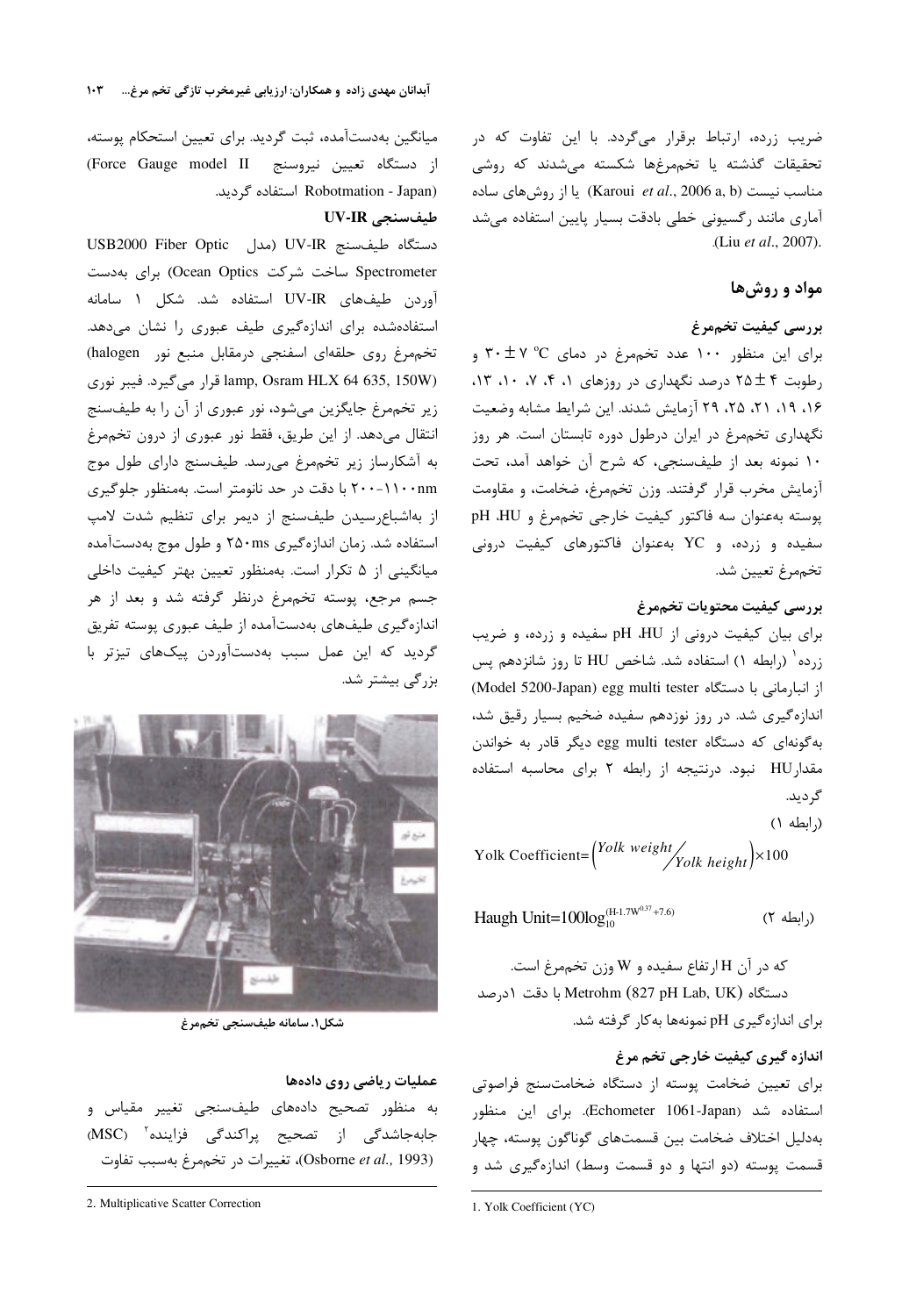ضریب زرده، ارتباط برقرار می‌گردد. با این تفاوت که در تحقیقات گذشته یا تخم‌مرغ‌ها شکسته می‌شدند که روشی مناسب نیست (Karoui *et al*., 2006 a, b) یا از روش‌های ساده آماری مانند رگسیونی خطی بادقت بسیار پایین استفاده می‌شد (Liu *et al*., 2007).

## مواد و روش‌ها

### بررسی کیفیت تخم‌مرغ

برای این منظور ۱۰۰ عدد تخم‌مرغ در دمای $30 \pm 7\ ^{\circ}C$ و رطوبت $25 \pm 4$ درصد نگهداری در روزهای ۱، ۴، ۷، ۱۰، ۱۳، ۱۶، ۱۹، ۲۱، ۲۵، ۲۹ آزمایش شدند. این شرایط مشابه وضعیت نگهداری تخم‌مرغ در ایران درطول دوره تابستان است. هر روز ۱۰ نمونه بعد از طیف‌سنجی، که شرح آن خواهد آمد، تحت آزمایش مخرب قرار گرفتند. وزن تخم‌مرغ، ضخامت، و مقاومت پوسته به‌عنوان سه فاکتور کیفیت خارجی تخم‌مرغ و pH ،HU سفیده و زرده، و YC به‌عنوان فاکتورهای کیفیت درونی تخم‌مرغ تعیین شد.

### بررسی کیفیت محتویات تخم‌مرغ

برای بیان کیفیت درونی از pH ،HU سفیده و زرده، و ضریب زرده[1] (رابطه ۱) استفاده شد. شاخص HU تا روز شانزدهم پس از انبارمانی با دستگاه egg multi tester (Model 5200-Japan) اندازه‌گیری شد. در روز نوزدهم سفیده ضخیم بسیار رقیق شد، به‌گونه‌ای که دستگاه egg multi tester دیگر قادر به خواندن مقدارHU نبود. درنتیجه از رابطه ۲ برای محاسبه استفاده گردید.

(رابطه ۱)

$$\text{Yolk Coefficient}=\left(\frac{Yolk\ weight}{Yolk\ height}\right)\times 100$$

$$\text{Haugh Unit}=100\log_{10}^{(H-1.7W^{0.37}+7.6)} \qquad \text{(رابطه ۲)}$$

که در آن H ارتفاع سفیده و W وزن تخم‌مرغ است.

دستگاه Metrohm (827 pH Lab, UK) با دقت ۱درصد برای اندازه‌گیری pH نمونه‌ها به‌کار گرفته شد.

### اندازه گیری کیفیت خارجی تخم مرغ

برای تعیین ضخامت پوسته از دستگاه ضخامت‌سنج فراصوتی استفاده شد (Echometer 1061-Japan). برای این منظور به‌دلیل اختلاف ضخامت بین قسمت‌های گوناگون پوسته، چهار قسمت پوسته (دو انتها و دو قسمت وسط) اندازه‌گیری شد و میانگین به‌دست‌آمده، ثبت گردید. برای تعیین استحکام پوسته، از دستگاه تعیین نیروسنج (Force Gauge model II Robotmation - Japan) استفاده گردید.

### طیف‌سنجی UV-IR

دستگاه طیف‌سنج UV-IR (مدل USB2000 Fiber Optic Spectrometer ساخت شرکت Ocean Optics) برای به‌دست آوردن طیف‌های UV-IR استفاده شد. شکل ۱ سامانه استفاده‌شده برای اندازه‌گیری طیف عبوری را نشان می‌دهد. تخم‌مرغ روی حلقه‌ای اسفنجی درمقابل منبع نور (halogen lamp, Osram HLX 64 635, 150W) قرار می‌گیرد. فیبر نوری زیر تخم‌مرغ جایگزین می‌شود، نور عبوری از آن را به طیف‌سنج انتقال می‌دهد. از این طریق، فقط نور عبوری از درون تخم‌مرغ به آشکارساز زیر تخم‌مرغ می‌رسد. طیف‌سنج دارای طول موج ۲۰۰-۱۱۰۰nm با دقت در حد نانومتر است. به‌منظور جلوگیری از به‌اشباع‌رسیدن طیف‌سنج از دیمر برای تنظیم شدت لامپ استفاده شد. زمان اندازه‌گیری ۲۵۰ms و طول موج به‌دست‌آمده میانگینی از ۵ تکرار است. به‌منظور تعیین بهتر کیفیت داخلی جسم مرجع، پوسته تخم‌مرغ درنظر گرفته شد و بعد از هر اندازه‌گیری طیف‌های به‌دست‌آمده از طیف عبوری پوسته تفریق گردید که این عمل سبب به‌دست‌آوردن پیک‌های تیزتر با بزرگی بیشتر شد.

شکل۱. سامانه طیف‌سنجی تخم‌مرغ

### عملیات ریاضی روی داده‌ها

به منظور تصحیح داده‌های طیف‌سنجی تغییر مقیاس و جابه‌جاشدگی از تصحیح پراکندگی فزاینده[2] (MSC) (Osborne *et al.,* 1993)، تغییرات در تخم‌مرغ به‌سبب تفاوت

---

1. Yolk Coefficient (YC)

2. Multiplicative Scatter Correction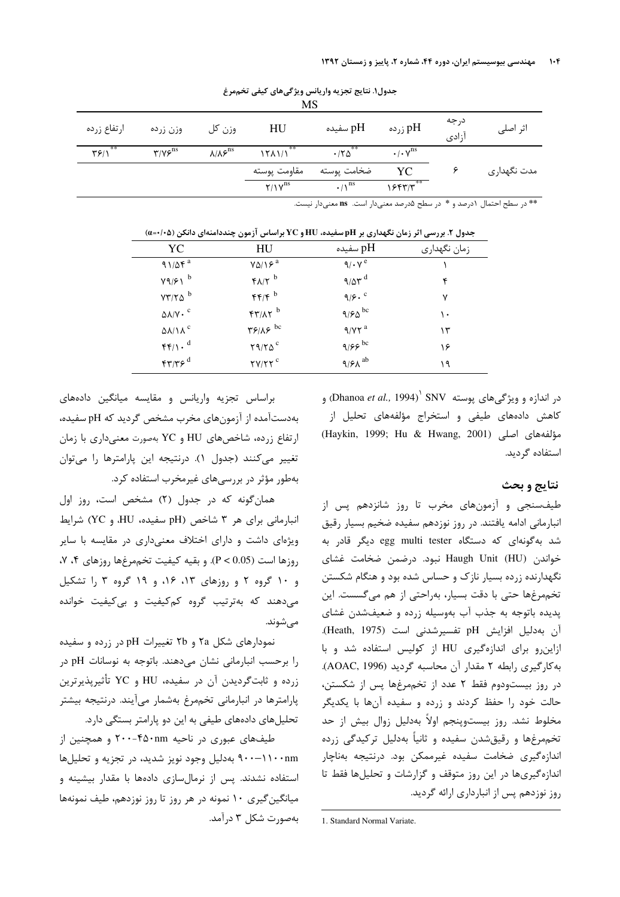جدول۱. نتایج تجزیه واریانس ویژگی‌های کیفی تخم‌مرغ

| اثر اصلی | درجه آزادی | MS | | | | | |
|---|---|---|---|---|---|---|---|
| | | pH زرده | pH سفیده | HU | وزن کل | وزن زرده | ارتفاع زرده |
| مدت نگهداری | ۶ | $۰/۰۷^{ns}$ | $۰/۲۵^{**}$ | $۱۲۸۱/۱^{**}$ | $۸/۸۶^{ns}$ | $۳/۷۶^{ns}$ | $۳۶/۱^{**}$ |
| | | YC | ضخامت پوسته | مقاومت پوسته | | | |
| | | $۱۶۴۳/۳^{**}$ | $۰/۱^{ns}$ | $۲/۱۷^{ns}$ | | | |

** در سطح احتمال ۱درصد و * در سطح ۵درصد معنی‌دار است. **ns** معنی‌دار نیست.

جدول ۲. بررسی اثر زمان نگهداری بر pH سفیده، HU و YC براساس آزمون چنددامنه‌ای دانکن ($\alpha$=۰/۰۵)

| زمان نگهداری | pH سفیده | HU | YC |
|---|---|---|---|
| ۱ | $۹/۰۷^{e}$ | $۷۵/۱۶^{a}$ | $۹۱/۵۴^{a}$ |
| ۴ | $۹/۵۳^{d}$ | $۴۸/۲^{b}$ | $۷۹/۶۱^{b}$ |
| ۷ | $۹/۶۰^{c}$ | $۴۴/۴^{b}$ | $۷۳/۲۵^{b}$ |
| ۱۰ | $۹/۶۵^{bc}$ | $۴۳/۸۲^{b}$ | $۵۸/۷۰^{c}$ |
| ۱۳ | $۹/۷۲^{a}$ | $۳۶/۸۶^{bc}$ | $۵۸/۱۸^{c}$ |
| ۱۶ | $۹/۶۶^{bc}$ | $۲۹/۲۵^{c}$ | $۴۴/۱۰^{d}$ |
| ۱۹ | $۹/۶۸^{ab}$ | $۲۷/۲۲^{c}$ | $۴۳/۳۶^{d}$ |

در اندازه و ویژگی‌های پوسته SNV[1] (Dhanoa *et al.,* 1994) و کاهش داده‌های طیفی و استخراج مؤلفه‌های تحلیل از مؤلفه‌های اصلی (Haykin, 1999; Hu & Hwang, 2001) استفاده گردید.

## نتایج و بحث

طیف‌سنجی و آزمون‌های مخرب تا روز شانزدهم پس از انبارمانی ادامه یافتند. در روز نوزدهم سفیده ضخیم بسیار رقیق شد به‌گونه‌ای که دستگاه egg multi tester دیگر قادر به خواندن Haugh Unit (HU) نبود. درضمن ضخامت غشای نگهدارنده زرده بسیار نازک و حساس شده بود و هنگام شکستن تخم‌مرغ‌ها حتی با دقت بسیار، به‌راحتی از هم می‌گسست. این پدیده باتوجه به جذب آب به‌وسیله زرده و ضعیف‌شدن غشای آن به‌دلیل افزایش pH تفسیرشدنی است (Heath, 1975). ازاین‌رو برای اندازه‌گیری HU از کولیس استفاده شد و با به‌کارگیری رابطه ۲ مقدار آن محاسبه گردید (AOAC, 1996). در روز بیست‌ودوم فقط ۲ عدد از تخم‌مرغ‌ها پس از شکستن، حالت خود را حفظ کردند و زرده و سفیده آن‌ها با یکدیگر مخلوط نشد. روز بیست‌وپنجم اولاً به‌دلیل زوال بیش از حد تخم‌مرغ‌ها و رقیق‌شدن سفیده و ثانیاً به‌دلیل ترکیدگی زرده اندازه‌گیری ضخامت سفیده غیرممکن بود. درنتیجه به‌ناچار اندازه‌گیری‌ها در این روز متوقف و گزارشات و تحلیل‌ها فقط تا روز نوزدهم پس از انبارداری ارائه گردید.

براساس تجزیه واریانس و مقایسه میانگین داده‌های به‌دست‌آمده از آزمون‌های مخرب مشخص گردید که pH سفیده، ارتفاع زرده، شاخص‌های HU و YC به‌صورت معنی‌داری با زمان تغییر می‌کنند (جدول ۱). درنتیجه این پارامترها را می‌توان به‌طور مؤثر در بررسی‌های غیرمخرب استفاده کرد.

همان‌گونه که در جدول (۲) مشخص است، روز اول انبارمانی برای هر ۳ شاخص (pH سفیده، HU، و YC) شرایط ویژه‌ای داشت و دارای اختلاف معنی‌داری در مقایسه با سایر روزها است ($P < 0.05$). و بقیه کیفیت تخم‌مرغ‌ها روزهای ۴، ۷، و ۱۰ گروه ۲ و روزهای ۱۳، ۱۶، و ۱۹ گروه ۳ را تشکیل می‌دهند که به‌ترتیب گروه کم‌کیفیت و بی‌کیفیت خوانده می‌شوند.

نمودارهای شکل ۲a و ۲b تغییرات pH در زرده و سفیده را برحسب انبارمانی نشان می‌دهند. باتوجه به نوسانات pH در زرده و ثابت‌گردیدن آن در سفیده، HU و YC تأثیرپذیرترین پارامترها در انبارمانی تخم‌مرغ به‌شمار می‌آیند. درنتیجه بیشتر تحلیل‌های داده‌های طیفی به این دو پارامتر بستگی دارد.

طیف‌های عبوری در ناحیه ۲۰۰-۴۵۰nm و همچنین از ۹۰۰–۱۱۰۰nm به‌دلیل وجود نویز شدید، در تجزیه و تحلیل‌ها استفاده نشدند. پس از نرمال‌سازی داده‌ها با مقدار بیشینه و میانگین‌گیری ۱۰ نمونه در هر روز تا روز نوزدهم، طیف نمونه‌ها به‌صورت شکل ۳ درآمد.

---

1. Standard Normal Variate.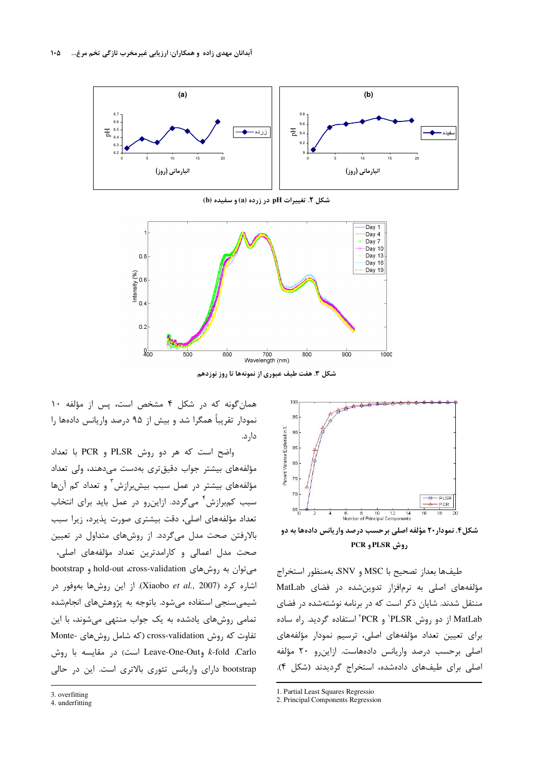شکل ۲. تغییرات pH در زرده (a) و سفیده (b)

شکل ۳. هفت طیف عبوری از نمونه‌ها تا روز نوزدهم

طیف‌ها بعداز تصحیح با MSC و SNV، به‌منظور استخراج مؤلفه‌های اصلی به نرم‌افزار تدوین‌شده در فضای MatLab منتقل شدند. شایان ذکر است که در برنامه نوشته‌شده در فضای MatLab از دو روش PLSR[1] و PCR[2] استفاده گردید. راه ساده برای تعیین تعداد مؤلفه‌های اصلی، ترسیم نمودار مؤلفه‌های اصلی برحسب درصد واریانس داده‌هاست. ازاین‌رو ۲۰ مؤلفه اصلی برای طیف‌های داده‌شده، استخراج گردیدند (شکل ۴).

شکل ۴. نمودار ۲۰ مؤلفه اصلی برحسب درصد واریانس داده‌ها به دو روش PLSR و PCR

همان‌گونه که در شکل ۴ مشخص است، پس از مؤلفه ۱۰ نمودار تقریباً همگرا شد و بیش از ۹۵ درصد واریانس داده‌ها را دارد.

واضح است که هر دو روش PLSR و PCR با تعداد مؤلفه‌های بیشتر جواب دقیق‌تری به‌دست می‌دهند، ولی تعداد مؤلفه‌های بیشتر در عمل سبب بیش‌برازش[3] و تعداد کم آن‌ها سبب کم‌برازش[4] می‌گردد. ازاین‌رو در عمل باید برای انتخاب تعداد مؤلفه‌های اصلی، دقت بیشتری صورت پذیرد، زیرا سبب بالارفتن صحت مدل می‌گردد. از روش‌های متداول در تعیین صحت مدل اعمالی و کارامدترین تعداد مؤلفه‌های اصلی، می‌توان به روش‌های cross-validation، hold-out و bootstrap اشاره کرد (Xiaobo *et al.*, 2007). از این روش‌ها به‌وفور در شیمی‌سنجی استفاده می‌شود. باتوجه به پژوهش‌های انجام‌شده تمامی روش‌های یادشده به یک جواب منتهی می‌شوند، با این تفاوت که روش cross-validation (که شامل روش‌های Monte-Carlo، *k*-fold وLeave-One-Out است) در مقایسه با روش bootstrap دارای واریانس تئوری بالاتری است. این در حالی

---

1. Partial Least Squares Regressio
2. Principal Components Regression
3. overfitting
4. underfitting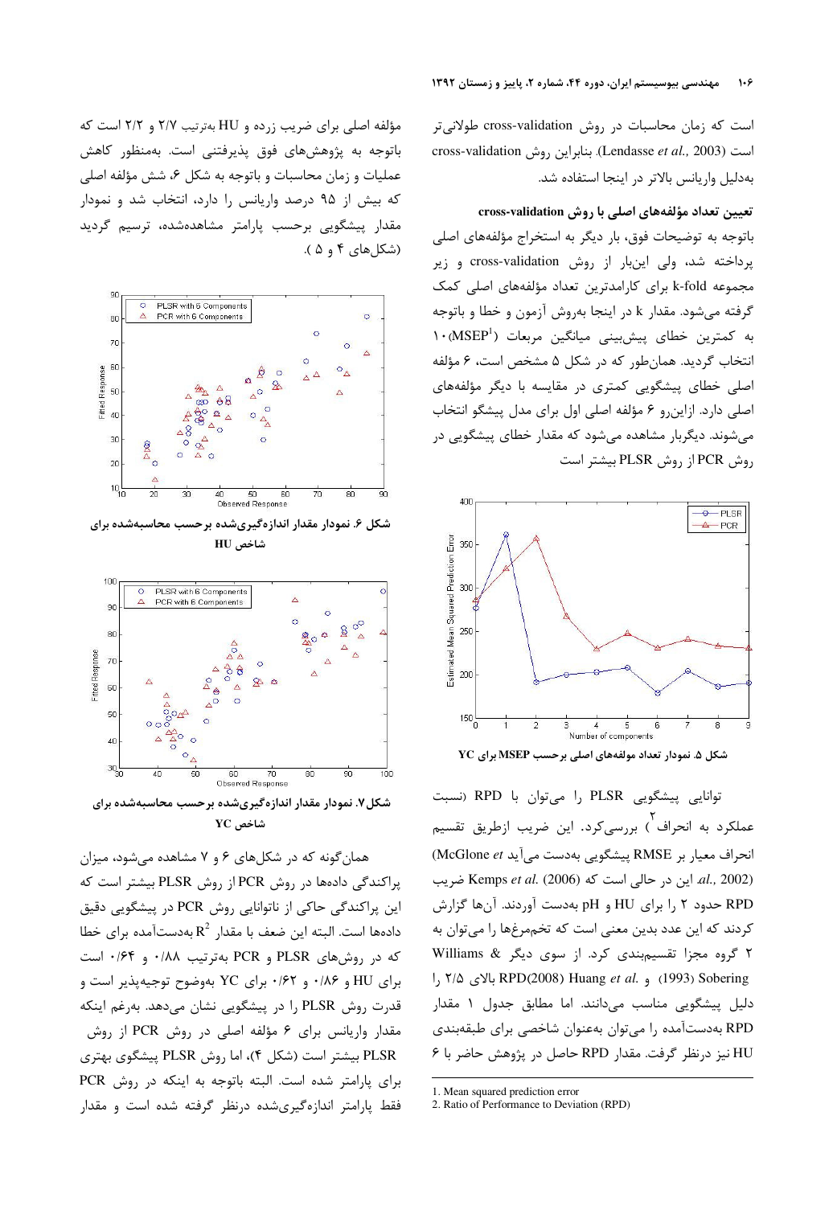است که زمان محاسبات در روش cross-validation طولانی‌تر است (Lendasse *et al.*, 2003). بنابراین روش cross-validation به‌دلیل واریانس بالاتر در اینجا استفاده شد.

**تعیین تعداد مؤلفه‌های اصلی با روش cross-validation**

باتوجه به توضیحات فوق، بار دیگر به استخراج مؤلفه‌های اصلی پرداخته شد، ولی این‌بار از روش cross-validation و زیر مجموعه k-fold برای کارامدترین تعداد مؤلفه‌های اصلی کمک گرفته می‌شود. مقدار k در اینجا به‌روش آزمون و خطا و باتوجه به کمترین خطای پیش‌بینی میانگین مربعات (MSEP[1]) ۱۰ انتخاب گردید. همان‌طور که در شکل ۵ مشخص است، ۶ مؤلفه اصلی خطای پیشگویی کمتری در مقایسه با دیگر مؤلفه‌های اصلی دارد. ازاین‌رو ۶ مؤلفه اصلی اول برای مدل پیشگو انتخاب می‌شوند. دیگربار مشاهده می‌شود که مقدار خطای پیشگویی در روش PCR از روش PLSR بیشتر است

**شکل ۵. نمودار تعداد مولفه‌های اصلی برحسب MSEP برای YC**

توانایی پیشگویی PLSR را می‌توان با RPD (نسبت عملکرد به انحراف[2]) بررسی‌کرد. این ضریب ازطریق تقسیم انحراف معیار بر RMSE پیشگویی به‌دست می‌آید (McGlone *et al.*, 2002). این در حالی است که Kemps *et al.* (2006) ضریب RPD حدود ۲ را برای HU و pH به‌دست آوردند. آن‌ها گزارش کردند که این عدد بدین معنی است که تخم‌مرغ‌ها را می‌توان به ۲ گروه مجزا تقسیم‌بندی کرد. از سوی دیگر Williams & Sobering (1993) و Huang *et al.* (2008)RPD بالای ۲/۵ را دلیل پیشگویی مناسب می‌دانند. اما مطابق جدول ۱ مقدار RPD به‌دست‌آمده را می‌توان به‌عنوان شاخصی برای طبقه‌بندی HU نیز درنظر گرفت. مقدار RPD حاصل در پژوهش حاضر با ۶ مؤلفه اصلی برای ضریب زرده و HU به‌ترتیب ۲/۷ و ۲/۲ است که باتوجه به پژوهش‌های فوق پذیرفتنی است. به‌منظور کاهش عملیات و زمان محاسبات و باتوجه به شکل ۶، شش مؤلفه اصلی که بیش از ۹۵ درصد واریانس را دارد، انتخاب شد و نمودار مقدار پیشگویی برحسب پارامتر مشاهده‌شده، ترسیم گردید (شکل‌های ۴ و ۵ ).

**شکل ۶. نمودار مقدار اندازه‌گیری‌شده برحسب محاسبه‌شده برای شاخص HU**

**شکل۷. نمودار مقدار اندازه‌گیری‌شده برحسب محاسبه‌شده برای شاخص YC**

همان‌گونه که در شکل‌های ۶ و ۷ مشاهده می‌شود، میزان پراکندگی داده‌ها در روش PCR از روش PLSR بیشتر است که این پراکندگی حاکی از ناتوانایی روش PCR در پیشگویی دقیق داده‌ها است. البته این ضعف با مقدار $R^2$ به‌دست‌آمده برای خطا که در روش‌های PLSR و PCR به‌ترتیب ۰/۸۸ و ۰/۶۴ است برای HU و ۰/۸۶ و ۰/۶۲ برای YC به‌وضوح توجیه‌پذیر است و قدرت روش PLSR را در پیشگویی نشان می‌دهد. به‌رغم اینکه مقدار واریانس برای ۶ مؤلفه اصلی در روش PCR از روش PLSR بیشتر است (شکل ۴)، اما روش PLSR پیشگوی بهتری برای پارامتر شده است. البته باتوجه به اینکه در روش PCR فقط پارامتر اندازه‌گیری‌شده درنظر گرفته شده است و مقدار

---

1. Mean squared prediction error
2. Ratio of Performance to Deviation (RPD)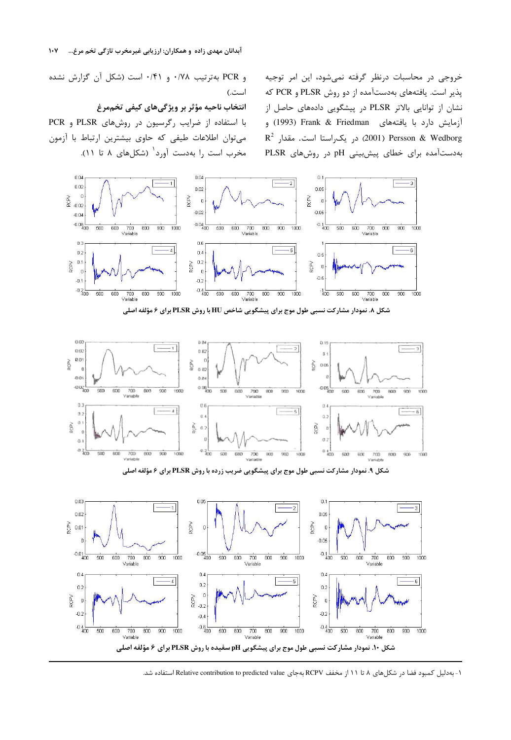خروجی در محاسبات درنظر گرفته نمی‌شود، این امر توجیه پذیر است. یافته‌های به‌دست‌آمده از دو روش PLSR و PCR که نشان از توانایی بالاتر PLSR در پیشگویی داده‌های حاصل از آزمایش دارد با یافته‌های Frank & Friedman (1993) و Persson & Wedborg (2001) در یک‌راستا است. مقدار $R^2$ به‌دست‌آمده برای خطای پیش‌بینی pH در روش‌های PLSR و PCR به‌ترتیب ۰/۷۸ و ۰/۴۱ است (شکل آن گزارش نشده است.)

**انتخاب ناحیه مؤثر بر ویژگی‌های کیفی تخم‌مرغ**

با استفاده از ضرایب رگرسیون در روش‌های PLSR و PCR می‌توان اطلاعات طیفی که حاوی بیشترین ارتباط با آزمون مخرب است را به‌دست آورد[1] (شکل‌های ۸ تا ۱۱).

**شکل ۸. نمودار مشارکت نسبی طول موج برای پیشگویی شاخص HU با روش PLSR برای ۶ مؤلفه اصلی**

**شکل ۹. نمودار مشارکت نسبی طول موج برای پیشگویی ضریب زرده با روش PLSR برای ۶ مؤلفه اصلی**

**شکل ۱۰. نمودار مشارکت نسبی طول موج برای پیشگویی pH سفیده با روش PLSR برای ۶ مؤلفه اصلی**

۱- به‌دلیل کمبود فضا در شکل‌های ۸ تا ۱۱ از مخفف RCPV به‌جای Relative contribution to predicted value استفاده شد.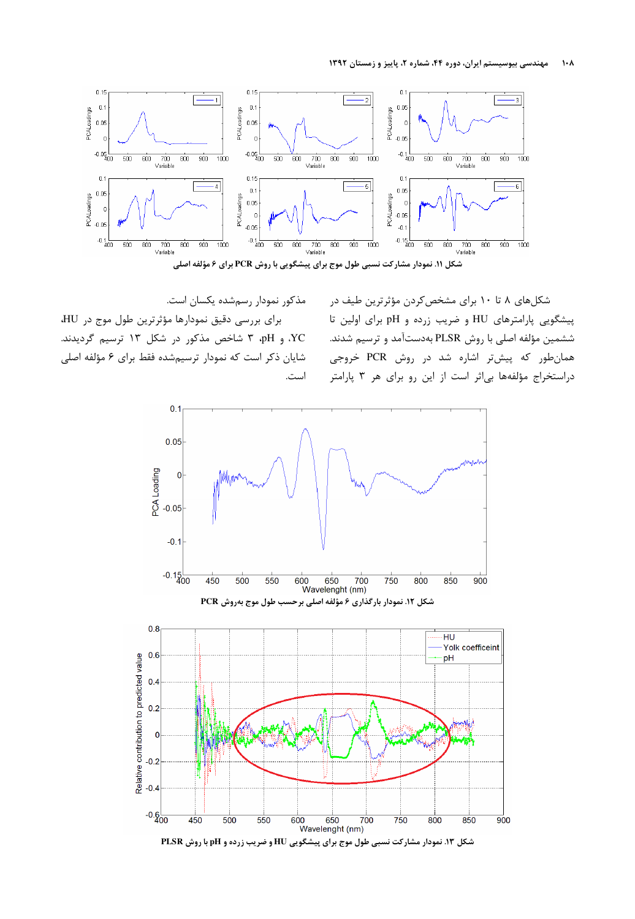شکل ۱۱. نمودار مشارکت نسبی طول موج برای پیشگویی با روش PCR برای ۶ مؤلفه اصلی

شکل‌های ۸ تا ۱۰ برای مشخص‌کردن مؤثرترین طیف در پیشگویی پارامترهای HU و ضریب زرده و pH برای اولین تا ششمین مؤلفه اصلی با روش PLSR به‌دست‌آمد و ترسیم شدند. همان‌طور که پیش‌تر اشاره شد در روش PCR خروجی دراستخراج مؤلفه‌ها بی‌اثر است از این رو برای هر ۳ پارامتر مذکور نمودار رسم‌شده یکسان است.

برای بررسی دقیق نمودارها مؤثرترین طول موج در HU، YC، و pH، ۳ شاخص مذکور در شکل ۱۳ ترسیم گردیدند. شایان ذکر است که نمودار ترسیم‌شده فقط برای ۶ مؤلفه اصلی است.

شکل ۱۲. نمودار بارگذاری ۶ مؤلفه اصلی برحسب طول موج به‌روش PCR

شکل ۱۳. نمودار مشارکت نسبی طول موج برای پیشگویی HU و ضریب زرده و pH با روش PLSR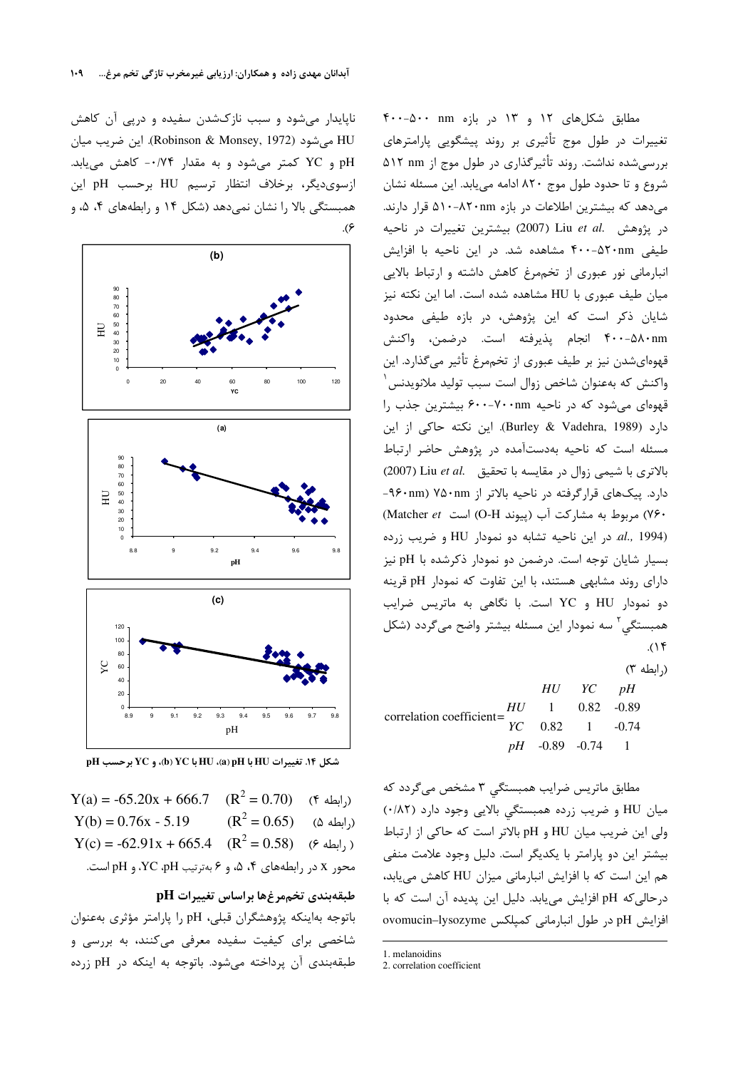مطابق شکل‌های ۱۲ و ۱۳ در بازه ۵۰۰-۴۰۰ nm تغییرات در طول موج تأثیری بر روند پیشگویی پارامترهای بررسی‌شده نداشت. روند تأثیرگذاری در طول موج از ۵۱۲ nm شروع و تا حدود طول موج ۸۲۰ ادامه می‌یابد. این مسئله نشان می‌دهد که بیشترین اطلاعات در بازه ۸۲۰nm-۵۱۰ قرار دارند. در پژوهش .Liu *et al* (2007) بیشترین تغییرات در ناحیه طیفی ۵۲۰nm-۴۰۰ مشاهده شد. در این ناحیه با افزایش انبارمانی نور عبوری از تخم‌مرغ کاهش داشته و ارتباط بالایی میان طیف عبوری با HU مشاهده شده است. اما این نکته نیز شایان ذکر است که این پژوهش، در بازه طیفی محدود ۵۸۰nm-۴۰۰ انجام پذیرفته است. درضمن، واکنش قهوه‌ای‌شدن نیز بر طیف عبوری از تخم‌مرغ تأثیر می‌گذارد. این واکنش که به‌عنوان شاخص زوال است سبب تولید ملانویدنس[1] قهوه‌ای می‌شود که در ناحیه ۷۰۰nm-۶۰۰ بیشترین جذب را دارد (Burley & Vadehra, 1989). این نکته حاکی از این مسئله است که ناحیه به‌دست‌آمده در پژوهش حاضر ارتباط بالاتری با شیمی زوال در مقایسه با تحقیق .Liu *et al* (2007) دارد. پیک‌های قرارگرفته در ناحیه بالاتر از ۷۵۰nm (۹۶۰nm-۷۶۰) مربوط به مشارکت آب (پیوند O-H) است (Matcher *et al.*, 1994). در این ناحیه تشابه دو نمودار HU و ضریب زرده بسیار شایان توجه است. درضمن دو نمودار ذکرشده با pH نیز دارای روند مشابهی هستند، با این تفاوت که نمودار pH قرینه دو نمودار HU و YC است. با نگاهی به ماتریس ضرایب همبستگی[2] سه نمودار این مسئله بیشتر واضح می‌گردد (شکل ۱۴).

(رابطه ۳)

$$\text{correlation coefficient}=\begin{array}{c|ccc} & HU & YC & pH \\ HU & 1 & 0.82 & -0.89 \\ YC & 0.82 & 1 & -0.74 \\ pH & -0.89 & -0.74 & 1 \end{array}$$

مطابق ماتریس ضرایب همبستگی ۳ مشخص می‌گردد که میان HU و ضریب زرده همبستگی بالایی وجود دارد (۰/۸۲) ولی این ضریب میان HU و pH بالاتر است که حاکی از ارتباط بیشتر این دو پارامتر با یکدیگر است. دلیل وجود علامت منفی هم این است که با افزایش انبارمانی میزان HU کاهش می‌یابد، درحالی‌که pH افزایش می‌یابد. دلیل این پدیده آن است که با افزایش pH در طول انبارمانی کمپلکس ovomucin–lysozyme ناپایدار می‌شود و سبب نازک‌شدن سفیده و درپی آن کاهش HU می‌شود (Robinson & Monsey, 1972). این ضریب میان pH و YC کمتر می‌شود و به مقدار ۰/۷۴- کاهش می‌یابد. ازسوی‌دیگر، برخلاف انتظار ترسیم HU برحسب pH این همبستگی بالا را نشان نمی‌دهد (شکل ۱۴ و رابطه‌های ۴، ۵، و ۶).

شکل ۱۴. تغییرات HU با pH (a)، HU با YC (b)، و YC برحسب pH

$Y(a) = -65.20x + 666.7 \quad (R^2 = 0.70)$ (رابطه ۴)

$Y(b) = 0.76x - 5.19 \quad (R^2 = 0.65)$ (رابطه ۵)

$Y(c) = -62.91x + 665.4 \quad (R^2 = 0.58)$ (رابطه ۶)

محور x در رابطه‌های ۴، ۵، و ۶ به‌ترتیب pH، YC، و pH است.

### طبقه‌بندی تخم‌مرغ‌ها براساس تغییرات pH

باتوجه به‌اینکه پژوهشگران قبلی، pH را پارامتر مؤثری به‌عنوان شاخصی برای کیفیت سفیده معرفی می‌کنند، به بررسی و طبقه‌بندی آن پرداخته می‌شود. باتوجه به اینکه در pH زرده

---

1. melanoidins
2. correlation coefficient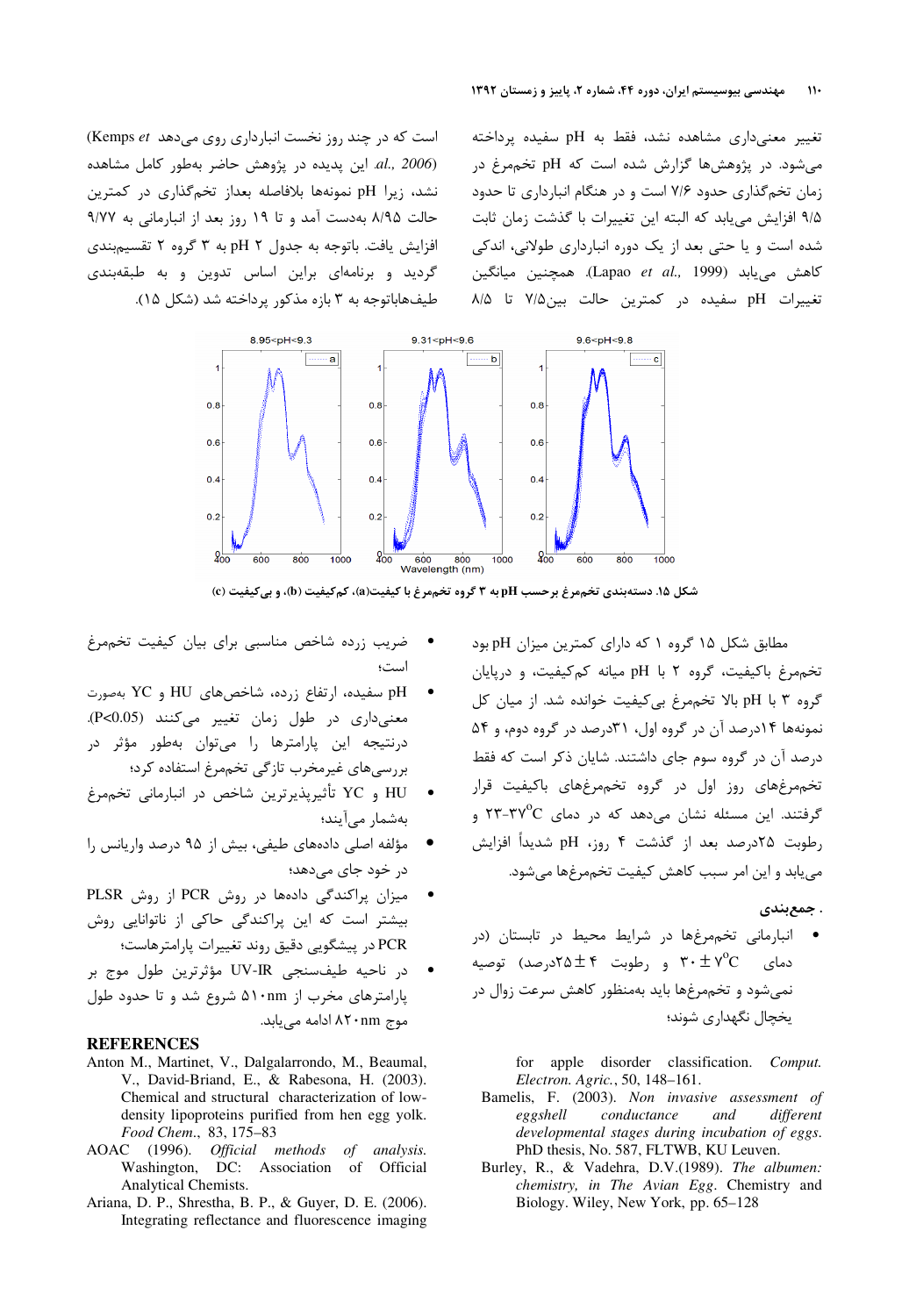تغییر معنی‌داری مشاهده نشد، فقط به pH سفیده پرداخته می‌شود. در پژوهش‌ها گزارش شده است که pH تخم‌مرغ در زمان تخم‌گذاری حدود ۷/۶ است و در هنگام انبارداری تا حدود ۹/۵ افزایش می‌یابد که البته این تغییرات با گذشت زمان ثابت شده است و یا حتی بعد از یک دوره انبارداری طولانی، اندکی کاهش می‌یابد (Lapao *et al.,* 1999). همچنین میانگین تغییرات pH سفیده در کمترین حالت بین۷/۵ تا ۸/۵ است که در چند روز نخست انبارداری روی می‌دهد (Kemps *et al., 2006*). این پدیده در پژوهش حاضر به‌طور کامل مشاهده نشد، زیرا pH نمونه‌ها بلافاصله بعداز تخم‌گذاری در کمترین حالت ۸/۹۵ به‌دست آمد و تا ۱۹ روز بعد از انبارمانی به ۹/۷۷ افزایش یافت. باتوجه به جدول ۲ pH به ۳ گروه ۲ تقسیم‌بندی گردید و برنامه‌ای براین اساس تدوین و به طبقه‌بندی طیف‌هاباتوجه به ۳ بازه مذکور پرداخته شد (شکل ۱۵).

شکل ۱۵. دسته‌بندی تخم‌مرغ برحسب pH به ۳ گروه تخم‌مرغ با کیفیت(a)، کم‌کیفیت (b)، و بی‌کیفیت (c)

مطابق شکل ۱۵ گروه ۱ که دارای کمترین میزان pH بود تخم‌مرغ باکیفیت، گروه ۲ با pH میانه کم‌کیفیت، و درپایان گروه ۳ با pH بالا تخم‌مرغ بی‌کیفیت خوانده شد. از میان کل نمونه‌ها ۱۴درصد آن در گروه اول، ۳۱درصد در گروه دوم، و ۵۴ درصد آن در گروه سوم جای داشتند. شایان ذکر است که فقط تخم‌مرغ‌های روز اول در گروه تخم‌مرغ‌های باکیفیت قرار گرفتند. این مسئله نشان می‌دهد که در دمای ۳۷-۲۳°C و رطوبت ۲۵درصد بعد از گذشت ۴ روز، pH شدیداً افزایش می‌یابد و این امر سبب کاهش کیفیت تخم‌مرغ‌ها می‌شود.

## جمع‌بندی

- انبارمانی تخم‌مرغ‌ها در شرایط محیط در تابستان (در دمای $30\pm7^{o}C$ و رطوبت ۲۵±۴درصد) توصیه نمی‌شود و تخم‌مرغ‌ها باید به‌منظور کاهش سرعت زوال در یخچال نگهداری شوند؛
- ضریب زرده شاخص مناسبی برای بیان کیفیت تخم‌مرغ است؛
- pH سفیده، ارتفاع زرده، شاخص‌های HU و YC به‌صورت معنی‌داری در طول زمان تغییر می‌کنند ($P<0.05$). درنتیجه این پارامترها را می‌توان به‌طور مؤثر در بررسی‌های غیرمخرب تازگی تخم‌مرغ استفاده کرد؛
- HU و YC تأثیرپذیرترین شاخص در انبارمانی تخم‌مرغ به‌شمار می‌آیند؛
- مؤلفه اصلی داده‌های طیفی، بیش از ۹۵ درصد واریانس را در خود جای می‌دهد؛
- میزان پراکندگی داده‌ها در روش PCR از روش PLSR بیشتر است که این پراکندگی حاکی از ناتوانایی روش PCR در پیشگویی دقیق روند تغییرات پارامترهاست؛
- در ناحیه طیف‌سنجی UV-IR مؤثرترین طول موج بر پارامترهای مخرب از ۵۱۰nm شروع شد و تا حدود طول موج ۸۲۰nm ادامه می‌یابد.

## REFERENCES

Anton M., Martinet, V., Dalgalarrondo, M., Beaumal, V., David-Briand, E., & Rabesona, H. (2003). Chemical and structural characterization of low-density lipoproteins purified from hen egg yolk. *Food Chem*., 83, 175–83

AOAC (1996). *Official methods of analysis.* Washington, DC: Association of Official Analytical Chemists.

Ariana, D. P., Shrestha, B. P., & Guyer, D. E. (2006). Integrating reflectance and fluorescence imaging for apple disorder classification. *Comput. Electron. Agric.*, 50, 148–161.

Bamelis, F. (2003). *Non invasive assessment of eggshell conductance and different developmental stages during incubation of eggs*. PhD thesis, No. 587, FLTWB, KU Leuven.

Burley, R., & Vadehra, D.V.(1989). *The albumen: chemistry, in The Avian Egg*. Chemistry and Biology. Wiley, New York, pp. 65–128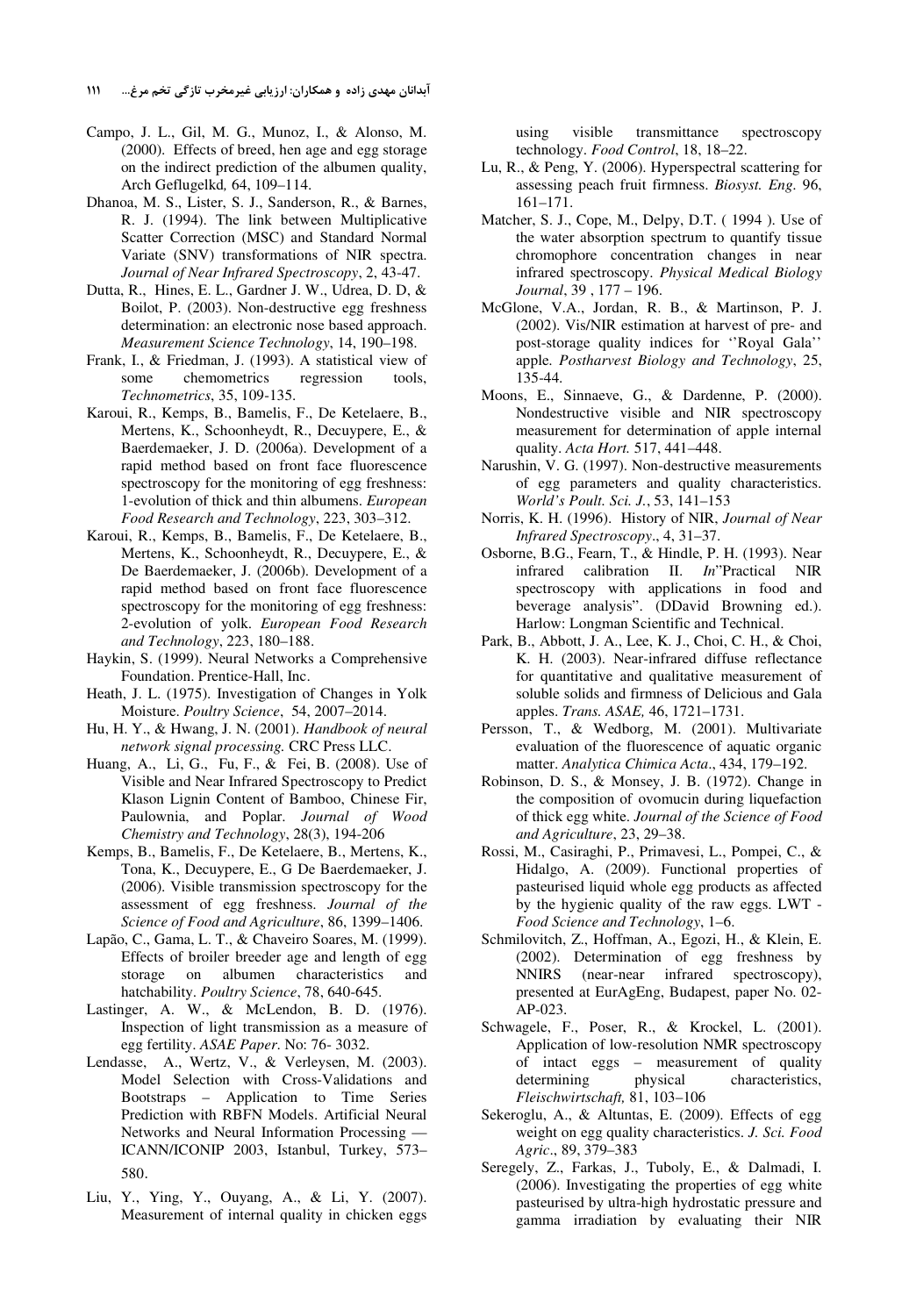Campo, J. L., Gil, M. G., Munoz, I., & Alonso, M. (2000). Effects of breed, hen age and egg storage on the indirect prediction of the albumen quality, Arch Geflugelkd*,* 64, 109–114.

Dhanoa, M. S., Lister, S. J., Sanderson, R., & Barnes, R. J. (1994). The link between Multiplicative Scatter Correction (MSC) and Standard Normal Variate (SNV) transformations of NIR spectra. *Journal of Near Infrared Spectroscopy*, 2, 43-47.

Dutta, R., Hines, E. L., Gardner J. W., Udrea, D. D, & Boilot, P. (2003). Non-destructive egg freshness determination: an electronic nose based approach. *Measurement Science Technology*, 14, 190–198.

Frank, I., & Friedman, J. (1993). A statistical view of some chemometrics regression tools, *Technometrics*, 35, 109-135.

Karoui, R., Kemps, B., Bamelis, F., De Ketelaere, B., Mertens, K., Schoonheydt, R., Decuypere, E., & Baerdemaeker, J. D. (2006a). Development of a rapid method based on front face fluorescence spectroscopy for the monitoring of egg freshness: 1-evolution of thick and thin albumens. *European Food Research and Technology*, 223, 303–312.

Karoui, R., Kemps, B., Bamelis, F., De Ketelaere, B., Mertens, K., Schoonheydt, R., Decuypere, E., & De Baerdemaeker, J. (2006b). Development of a rapid method based on front face fluorescence spectroscopy for the monitoring of egg freshness: 2-evolution of yolk. *European Food Research and Technology*, 223, 180–188.

Haykin, S. (1999). Neural Networks a Comprehensive Foundation. Prentice-Hall, Inc.

Heath, J. L. (1975). Investigation of Changes in Yolk Moisture. *Poultry Science*, 54, 2007–2014.

Hu, H. Y., & Hwang, J. N. (2001). *Handbook of neural network signal processing.* CRC Press LLC.

Huang, A., Li, G., Fu, F., & Fei, B. (2008). Use of Visible and Near Infrared Spectroscopy to Predict Klason Lignin Content of Bamboo, Chinese Fir, Paulownia, and Poplar. *Journal of Wood Chemistry and Technology*, 28(3), 194-206

Kemps, B., Bamelis, F., De Ketelaere, B., Mertens, K., Tona, K., Decuypere, E., G De Baerdemaeker, J. (2006). Visible transmission spectroscopy for the assessment of egg freshness. *Journal of the Science of Food and Agriculture*, 86, 1399–1406.

Lapão, C., Gama, L. T., & Chaveiro Soares, M. (1999). Effects of broiler breeder age and length of egg storage on albumen characteristics and hatchability. *Poultry Science*, 78, 640-645.

Lastinger, A. W., & McLendon, B. D. (1976). Inspection of light transmission as a measure of egg fertility. *ASAE Paper*. No: 76- 3032.

Lendasse, A., Wertz, V., & Verleysen, M. (2003). Model Selection with Cross-Validations and Bootstraps – Application to Time Series Prediction with RBFN Models. Artificial Neural Networks and Neural Information Processing — ICANN/ICONIP 2003, Istanbul, Turkey, 573–580.

Liu, Y., Ying, Y., Ouyang, A., & Li, Y. (2007). Measurement of internal quality in chicken eggs using visible transmittance spectroscopy technology. *Food Control*, 18, 18–22.

Lu, R., & Peng, Y. (2006). Hyperspectral scattering for assessing peach fruit firmness. *Biosyst. Eng.* 96, 161–171.

Matcher, S. J., Cope, M., Delpy, D.T. ( 1994 ). Use of the water absorption spectrum to quantify tissue chromophore concentration changes in near infrared spectroscopy. *Physical Medical Biology Journal*, 39 , 177 – 196.

McGlone, V.A., Jordan, R. B., & Martinson, P. J. (2002). Vis/NIR estimation at harvest of pre- and post-storage quality indices for ''Royal Gala'' apple. *Postharvest Biology and Technology*, 25, 135-44.

Moons, E., Sinnaeve, G., & Dardenne, P. (2000). Nondestructive visible and NIR spectroscopy measurement for determination of apple internal quality. *Acta Hort.* 517, 441–448.

Narushin, V. G. (1997). Non-destructive measurements of egg parameters and quality characteristics. *World's Poult. Sci. J.*, 53, 141–153

Norris, K. H. (1996). History of NIR, *Journal of Near Infrared Spectroscopy*., 4, 31–37.

Osborne, B.G., Fearn, T., & Hindle, P. H. (1993). Near infrared calibration II. *In*"Practical NIR spectroscopy with applications in food and beverage analysis". (DDavid Browning ed.). Harlow: Longman Scientific and Technical.

Park, B., Abbott, J. A., Lee, K. J., Choi, C. H., & Choi, K. H. (2003). Near-infrared diffuse reflectance for quantitative and qualitative measurement of soluble solids and firmness of Delicious and Gala apples. *Trans. ASAE,* 46, 1721–1731.

Persson, T., & Wedborg, M. (2001). Multivariate evaluation of the fluorescence of aquatic organic matter. *Analytica Chimica Acta*., 434, 179–192.

Robinson, D. S., & Monsey, J. B. (1972). Change in the composition of ovomucin during liquefaction of thick egg white. *Journal of the Science of Food and Agriculture*, 23, 29–38.

Rossi, M., Casiraghi, P., Primavesi, L., Pompei, C., & Hidalgo, A. (2009). Functional properties of pasteurised liquid whole egg products as affected by the hygienic quality of the raw eggs. *LWT - Food Science and Technology*, 1–6.

Schmilovitch, Z., Hoffman, A., Egozi, H., & Klein, E. (2002). Determination of egg freshness by NNIRS (near-near infrared spectroscopy), presented at EurAgEng, Budapest, paper No. 02-AP-023.

Schwagele, F., Poser, R., & Krockel, L. (2001). Application of low-resolution NMR spectroscopy of intact eggs – measurement of quality determining physical characteristics, *Fleischwirtschaft,* 81, 103–106

Sekeroglu, A., & Altuntas, E. (2009). Effects of egg weight on egg quality characteristics. *J. Sci. Food Agric*., 89, 379–383

Seregely, Z., Farkas, J., Tuboly, E., & Dalmadi, I. (2006). Investigating the properties of egg white pasteurised by ultra-high hydrostatic pressure and gamma irradiation by evaluating their NIR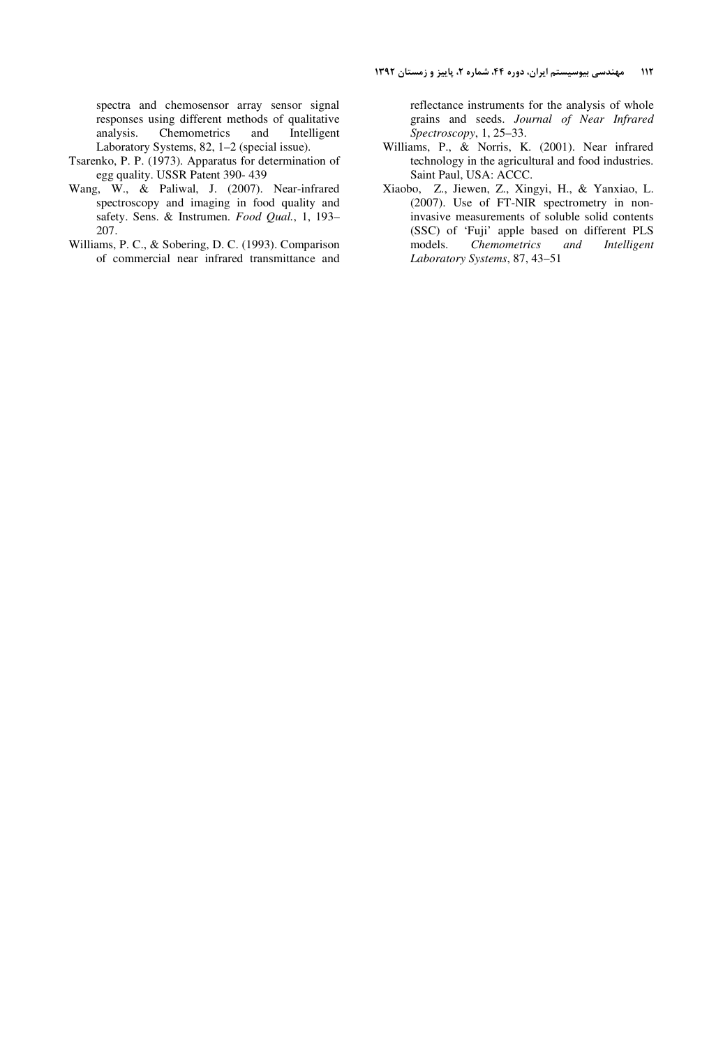spectra and chemosensor array sensor signal responses using different methods of qualitative analysis. Chemometrics and Intelligent Laboratory Systems, 82, 1–2 (special issue).

Tsarenko, P. P. (1973). Apparatus for determination of egg quality. USSR Patent 390- 439

Wang, W., & Paliwal, J. (2007). Near-infrared spectroscopy and imaging in food quality and safety. Sens. & Instrumen. *Food Qual.*, 1, 193–207.

Williams, P. C., & Sobering, D. C. (1993). Comparison of commercial near infrared transmittance and reflectance instruments for the analysis of whole grains and seeds. *Journal of Near Infrared Spectroscopy*, 1, 25–33.

Williams, P., & Norris, K. (2001). Near infrared technology in the agricultural and food industries. Saint Paul, USA: ACCC.

Xiaobo, Z., Jiewen, Z., Xingyi, H., & Yanxiao, L. (2007). Use of FT-NIR spectrometry in non-invasive measurements of soluble solid contents (SSC) of 'Fuji' apple based on different PLS models. *Chemometrics and Intelligent Laboratory Systems*, 87, 43–51